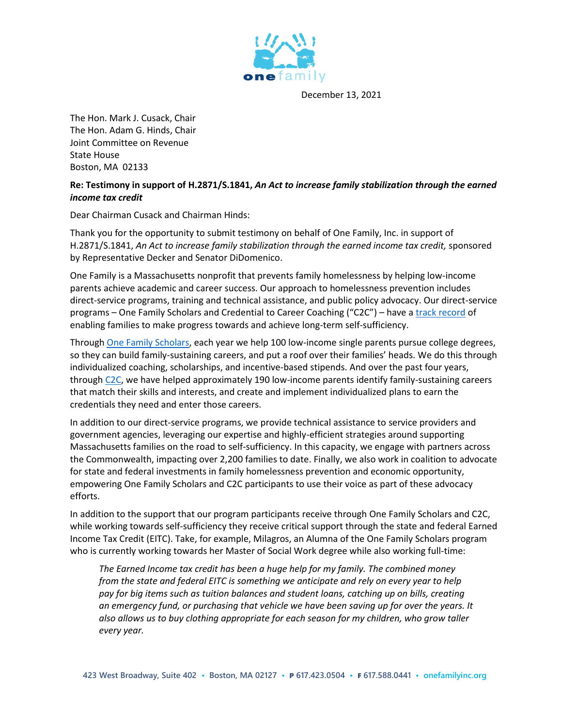one family

December 13, 2021

The Hon. Mark J. Cusack, Chair
The Hon. Adam G. Hinds, Chair
Joint Committee on Revenue
State House
Boston, MA 02133

**Re: Testimony in support of H.2871/S.1841, *An Act to increase family stabilization through the earned income tax credit***

Dear Chairman Cusack and Chairman Hinds:

Thank you for the opportunity to submit testimony on behalf of One Family, Inc. in support of H.2871/S.1841, *An Act to increase family stabilization through the earned income tax credit,* sponsored by Representative Decker and Senator DiDomenico.

One Family is a Massachusetts nonprofit that prevents family homelessness by helping low-income parents achieve academic and career success. Our approach to homelessness prevention includes direct-service programs, training and technical assistance, and public policy advocacy. Our direct-service programs – One Family Scholars and Credential to Career Coaching ("C2C") – have a track record of enabling families to make progress towards and achieve long-term self-sufficiency.

Through One Family Scholars, each year we help 100 low-income single parents pursue college degrees, so they can build family-sustaining careers, and put a roof over their families' heads. We do this through individualized coaching, scholarships, and incentive-based stipends. And over the past four years, through C2C, we have helped approximately 190 low-income parents identify family-sustaining careers that match their skills and interests, and create and implement individualized plans to earn the credentials they need and enter those careers.

In addition to our direct-service programs, we provide technical assistance to service providers and government agencies, leveraging our expertise and highly-efficient strategies around supporting Massachusetts families on the road to self-sufficiency. In this capacity, we engage with partners across the Commonwealth, impacting over 2,200 families to date. Finally, we also work in coalition to advocate for state and federal investments in family homelessness prevention and economic opportunity, empowering One Family Scholars and C2C participants to use their voice as part of these advocacy efforts.

In addition to the support that our program participants receive through One Family Scholars and C2C, while working towards self-sufficiency they receive critical support through the state and federal Earned Income Tax Credit (EITC). Take, for example, Milagros, an Alumna of the One Family Scholars program who is currently working towards her Master of Social Work degree while also working full-time:

> *The Earned Income tax credit has been a huge help for my family. The combined money from the state and federal EITC is something we anticipate and rely on every year to help pay for big items such as tuition balances and student loans, catching up on bills, creating an emergency fund, or purchasing that vehicle we have been saving up for over the years. It also allows us to buy clothing appropriate for each season for my children, who grow taller every year.*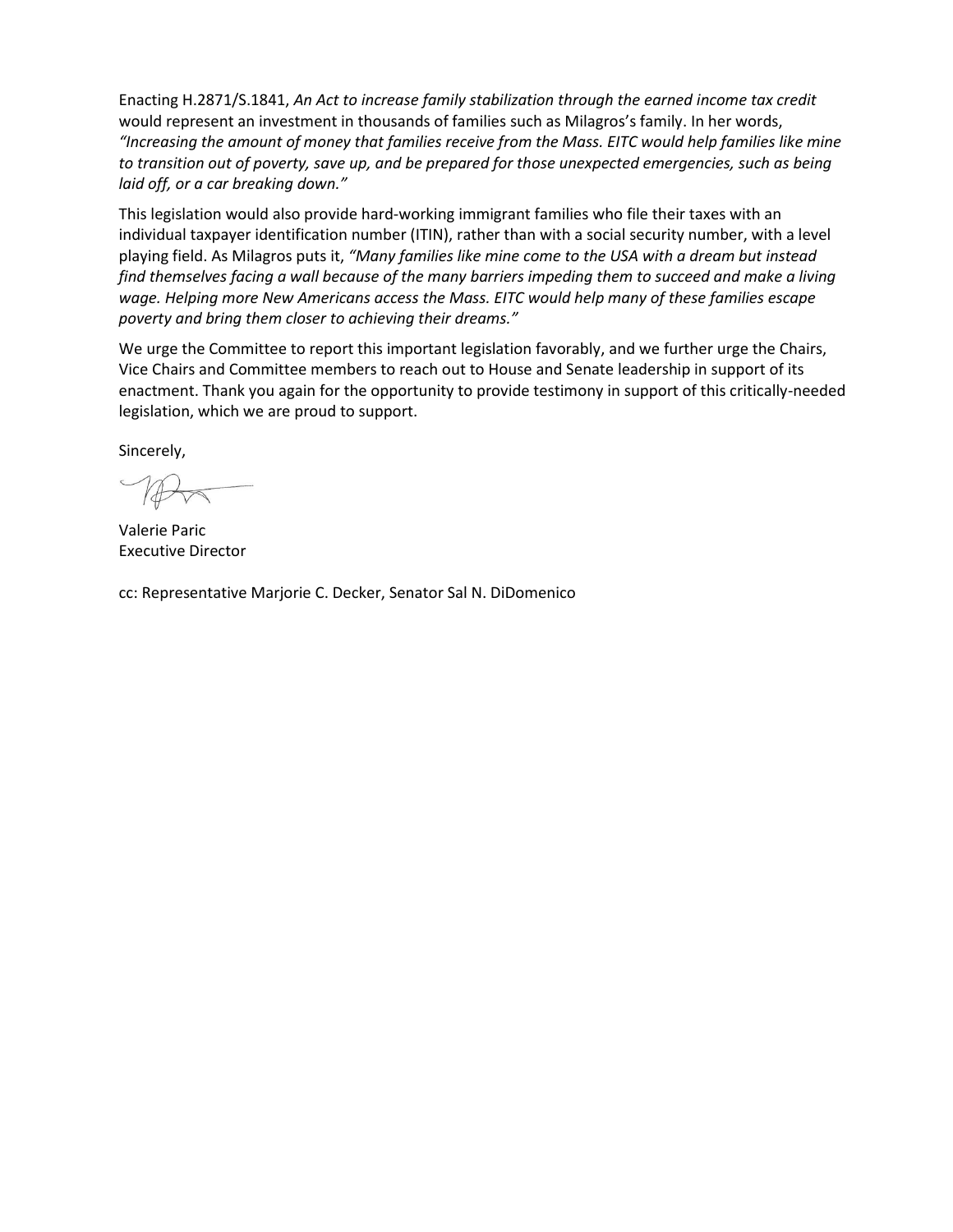Enacting H.2871/S.1841, *An Act to increase family stabilization through the earned income tax credit* would represent an investment in thousands of families such as Milagros's family. In her words, *"Increasing the amount of money that families receive from the Mass. EITC would help families like mine to transition out of poverty, save up, and be prepared for those unexpected emergencies, such as being laid off, or a car breaking down."*

This legislation would also provide hard-working immigrant families who file their taxes with an individual taxpayer identification number (ITIN), rather than with a social security number, with a level playing field. As Milagros puts it, *"Many families like mine come to the USA with a dream but instead find themselves facing a wall because of the many barriers impeding them to succeed and make a living wage. Helping more New Americans access the Mass. EITC would help many of these families escape poverty and bring them closer to achieving their dreams."*

We urge the Committee to report this important legislation favorably, and we further urge the Chairs, Vice Chairs and Committee members to reach out to House and Senate leadership in support of its enactment. Thank you again for the opportunity to provide testimony in support of this critically-needed legislation, which we are proud to support.

Sincerely,

Valerie Paric
Executive Director

cc: Representative Marjorie C. Decker, Senator Sal N. DiDomenico